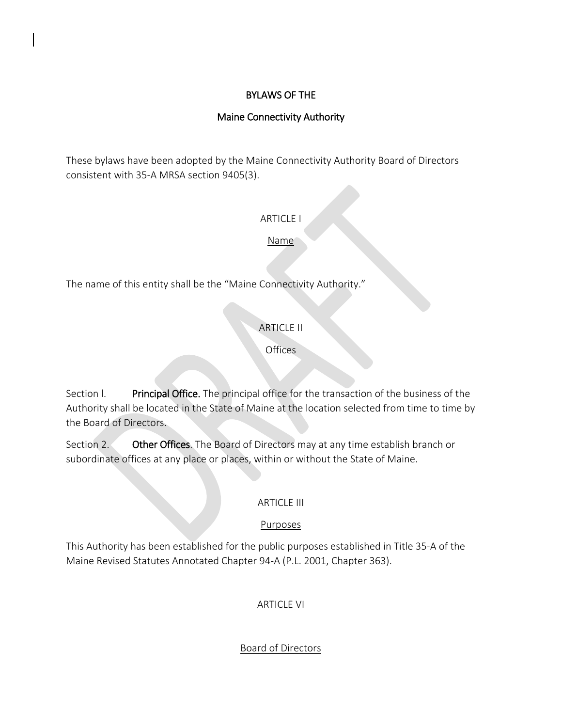# BYLAWS OF THE

## Maine Connectivity Authority

These bylaws have been adopted by the Maine Connectivity Authority Board of Directors consistent with 35-A MRSA section 9405(3).

### ARTICLE I

Name

The name of this entity shall be the "Maine Connectivity Authority."

### ARTICLE II

Offices

Section l. **Principal Office.** The principal office for the transaction of the business of the Authority shall be located in the State of Maine at the location selected from time to time by the Board of Directors.

Section 2. **Other Offices**. The Board of Directors may at any time establish branch or subordinate offices at any place or places, within or without the State of Maine.

### ARTICLE III

Purposes

This Authority has been established for the public purposes established in Title 35-A of the Maine Revised Statutes Annotated Chapter 94-A (P.L. 2001, Chapter 363).

### ARTICLE VI

Board of Directors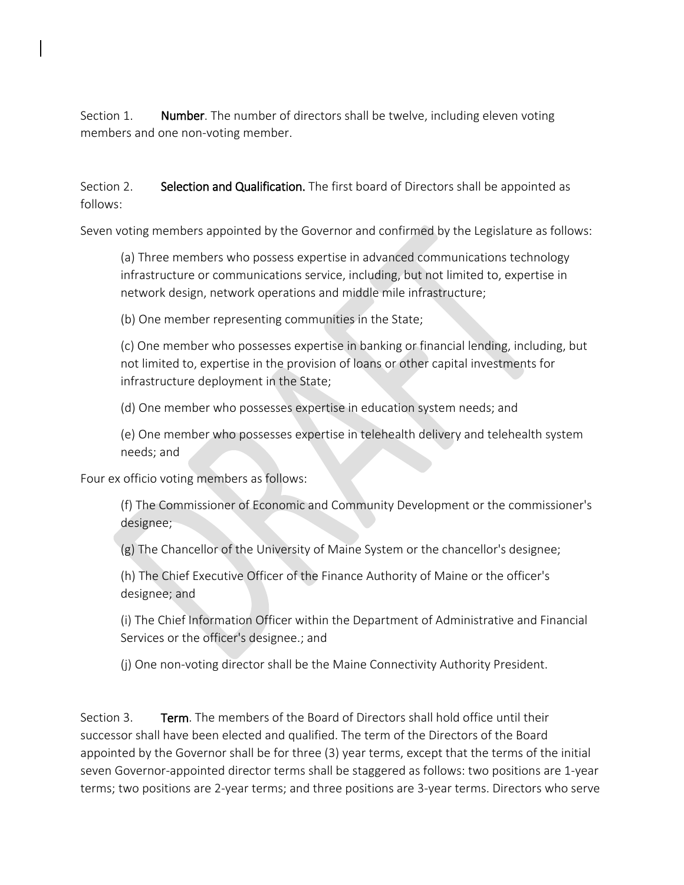Section 1. **Number**. The number of directors shall be twelve, including eleven voting members and one non-voting member.

Section 2. **Selection and Qualification.** The first board of Directors shall be appointed as follows:

Seven voting members appointed by the Governor and confirmed by the Legislature as follows:

(a) Three members who possess expertise in advanced communications technology infrastructure or communications service, including, but not limited to, expertise in network design, network operations and middle mile infrastructure;

(b) One member representing communities in the State;

(c) One member who possesses expertise in banking or financial lending, including, but not limited to, expertise in the provision of loans or other capital investments for infrastructure deployment in the State;

(d) One member who possesses expertise in education system needs; and

(e) One member who possesses expertise in telehealth delivery and telehealth system needs; and

Four ex officio voting members as follows:

(f) The Commissioner of Economic and Community Development or the commissioner's designee;

(g) The Chancellor of the University of Maine System or the chancellor's designee;

(h) The Chief Executive Officer of the Finance Authority of Maine or the officer's designee; and

(i) The Chief Information Officer within the Department of Administrative and Financial Services or the officer's designee.; and

(j) One non-voting director shall be the Maine Connectivity Authority President.

Section 3. **Term**. The members of the Board of Directors shall hold office until their successor shall have been elected and qualified. The term of the Directors of the Board appointed by the Governor shall be for three (3) year terms, except that the terms of the initial seven Governor-appointed director terms shall be staggered as follows: two positions are 1-year terms; two positions are 2-year terms; and three positions are 3-year terms. Directors who serve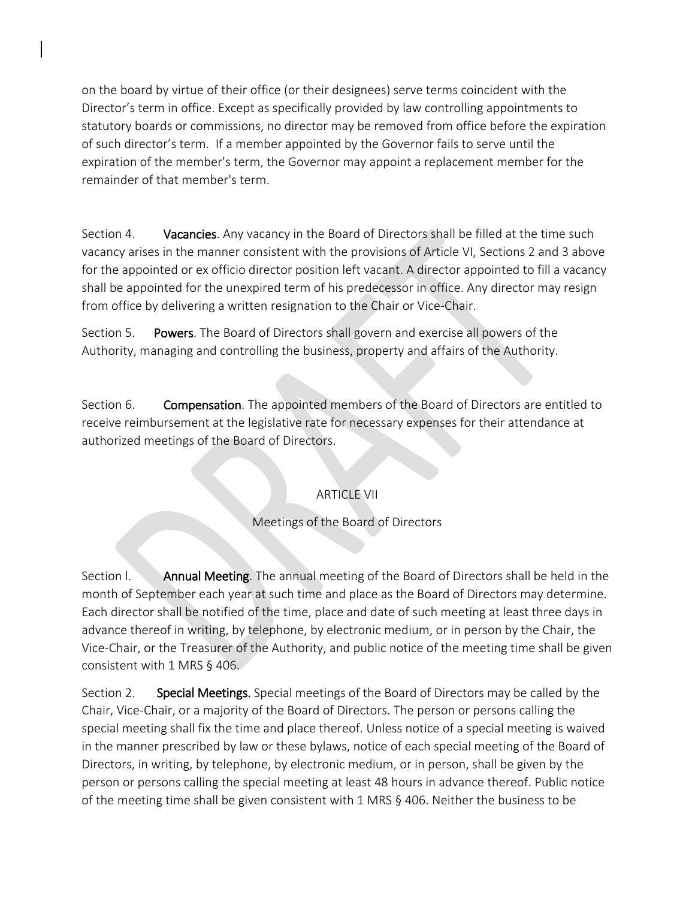on the board by virtue of their office (or their designees) serve terms coincident with the Director's term in office. Except as specifically provided by law controlling appointments to statutory boards or commissions, no director may be removed from office before the expiration of such director's term. If a member appointed by the Governor fails to serve until the expiration of the member's term, the Governor may appoint a replacement member for the remainder of that member's term.

Section 4. **Vacancies**. Any vacancy in the Board of Directors shall be filled at the time such vacancy arises in the manner consistent with the provisions of Article VI, Sections 2 and 3 above for the appointed or ex officio director position left vacant. A director appointed to fill a vacancy shall be appointed for the unexpired term of his predecessor in office. Any director may resign from office by delivering a written resignation to the Chair or Vice-Chair.

Section 5. **Powers**. The Board of Directors shall govern and exercise all powers of the Authority, managing and controlling the business, property and affairs of the Authority.

Section 6. **Compensation**. The appointed members of the Board of Directors are entitled to receive reimbursement at the legislative rate for necessary expenses for their attendance at authorized meetings of the Board of Directors.

## ARTICLE VII

### Meetings of the Board of Directors

Section l. **Annual Meeting**. The annual meeting of the Board of Directors shall be held in the month of September each year at such time and place as the Board of Directors may determine. Each director shall be notified of the time, place and date of such meeting at least three days in advance thereof in writing, by telephone, by electronic medium, or in person by the Chair, the Vice-Chair, or the Treasurer of the Authority, and public notice of the meeting time shall be given consistent with 1 MRS § 406.

Section 2. **Special Meetings.** Special meetings of the Board of Directors may be called by the Chair, Vice-Chair, or a majority of the Board of Directors. The person or persons calling the special meeting shall fix the time and place thereof. Unless notice of a special meeting is waived in the manner prescribed by law or these bylaws, notice of each special meeting of the Board of Directors, in writing, by telephone, by electronic medium, or in person, shall be given by the person or persons calling the special meeting at least 48 hours in advance thereof. Public notice of the meeting time shall be given consistent with 1 MRS § 406. Neither the business to be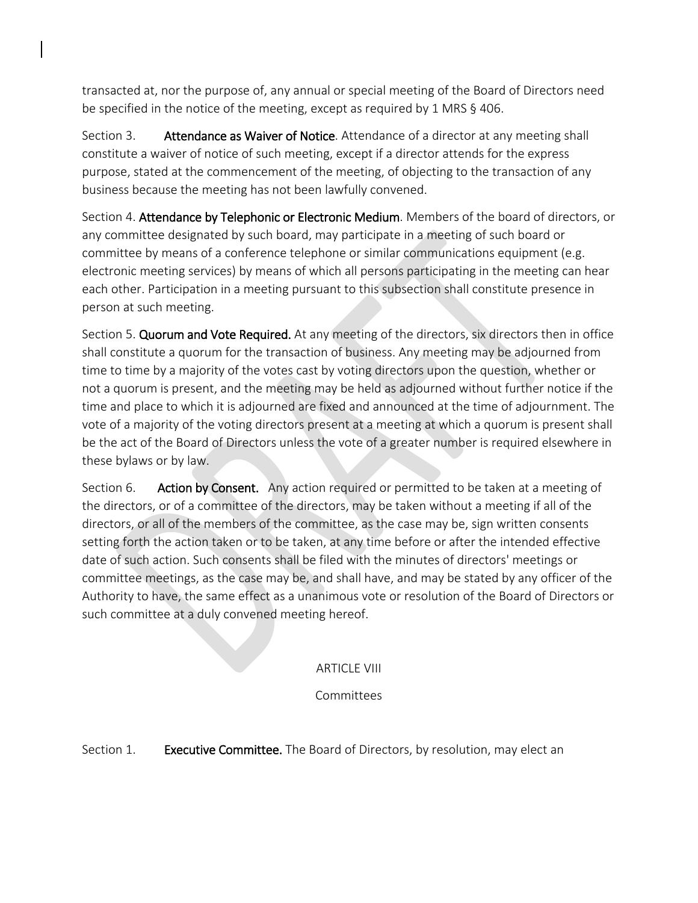transacted at, nor the purpose of, any annual or special meeting of the Board of Directors need be specified in the notice of the meeting, except as required by 1 MRS § 406.

Section 3. **Attendance as Waiver of Notice**. Attendance of a director at any meeting shall constitute a waiver of notice of such meeting, except if a director attends for the express purpose, stated at the commencement of the meeting, of objecting to the transaction of any business because the meeting has not been lawfully convened.

Section 4. **Attendance by Telephonic or Electronic Medium**. Members of the board of directors, or any committee designated by such board, may participate in a meeting of such board or committee by means of a conference telephone or similar communications equipment (e.g. electronic meeting services) by means of which all persons participating in the meeting can hear each other. Participation in a meeting pursuant to this subsection shall constitute presence in person at such meeting.

Section 5. **Quorum and Vote Required.** At any meeting of the directors, six directors then in office shall constitute a quorum for the transaction of business. Any meeting may be adjourned from time to time by a majority of the votes cast by voting directors upon the question, whether or not a quorum is present, and the meeting may be held as adjourned without further notice if the time and place to which it is adjourned are fixed and announced at the time of adjournment. The vote of a majority of the voting directors present at a meeting at which a quorum is present shall be the act of the Board of Directors unless the vote of a greater number is required elsewhere in these bylaws or by law.

Section 6. **Action by Consent.** Any action required or permitted to be taken at a meeting of the directors, or of a committee of the directors, may be taken without a meeting if all of the directors, or all of the members of the committee, as the case may be, sign written consents setting forth the action taken or to be taken, at any time before or after the intended effective date of such action. Such consents shall be filed with the minutes of directors' meetings or committee meetings, as the case may be, and shall have, and may be stated by any officer of the Authority to have, the same effect as a unanimous vote or resolution of the Board of Directors or such committee at a duly convened meeting hereof.

## ARTICLE VIII

## Committees

Section 1. **Executive Committee.** The Board of Directors, by resolution, may elect an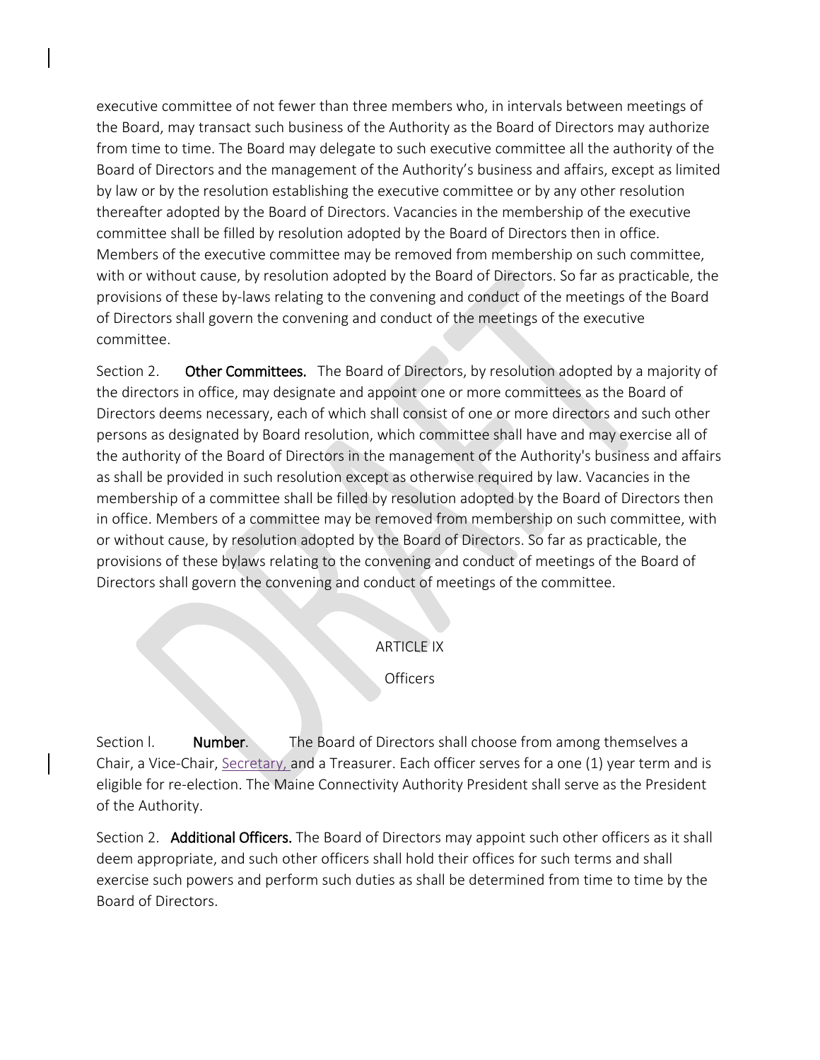executive committee of not fewer than three members who, in intervals between meetings of the Board, may transact such business of the Authority as the Board of Directors may authorize from time to time. The Board may delegate to such executive committee all the authority of the Board of Directors and the management of the Authority's business and affairs, except as limited by law or by the resolution establishing the executive committee or by any other resolution thereafter adopted by the Board of Directors. Vacancies in the membership of the executive committee shall be filled by resolution adopted by the Board of Directors then in office. Members of the executive committee may be removed from membership on such committee, with or without cause, by resolution adopted by the Board of Directors. So far as practicable, the provisions of these by-laws relating to the convening and conduct of the meetings of the Board of Directors shall govern the convening and conduct of the meetings of the executive committee.

Section 2. **Other Committees.** The Board of Directors, by resolution adopted by a majority of the directors in office, may designate and appoint one or more committees as the Board of Directors deems necessary, each of which shall consist of one or more directors and such other persons as designated by Board resolution, which committee shall have and may exercise all of the authority of the Board of Directors in the management of the Authority's business and affairs as shall be provided in such resolution except as otherwise required by law. Vacancies in the membership of a committee shall be filled by resolution adopted by the Board of Directors then in office. Members of a committee may be removed from membership on such committee, with or without cause, by resolution adopted by the Board of Directors. So far as practicable, the provisions of these bylaws relating to the convening and conduct of meetings of the Board of Directors shall govern the convening and conduct of meetings of the committee.

## ARTICLE IX

## Officers

Section l. **Number**. The Board of Directors shall choose from among themselves a Chair, a Vice-Chair, Secretary, and a Treasurer. Each officer serves for a one (1) year term and is eligible for re-election. The Maine Connectivity Authority President shall serve as the President of the Authority.

Section 2. **Additional Officers.** The Board of Directors may appoint such other officers as it shall deem appropriate, and such other officers shall hold their offices for such terms and shall exercise such powers and perform such duties as shall be determined from time to time by the Board of Directors.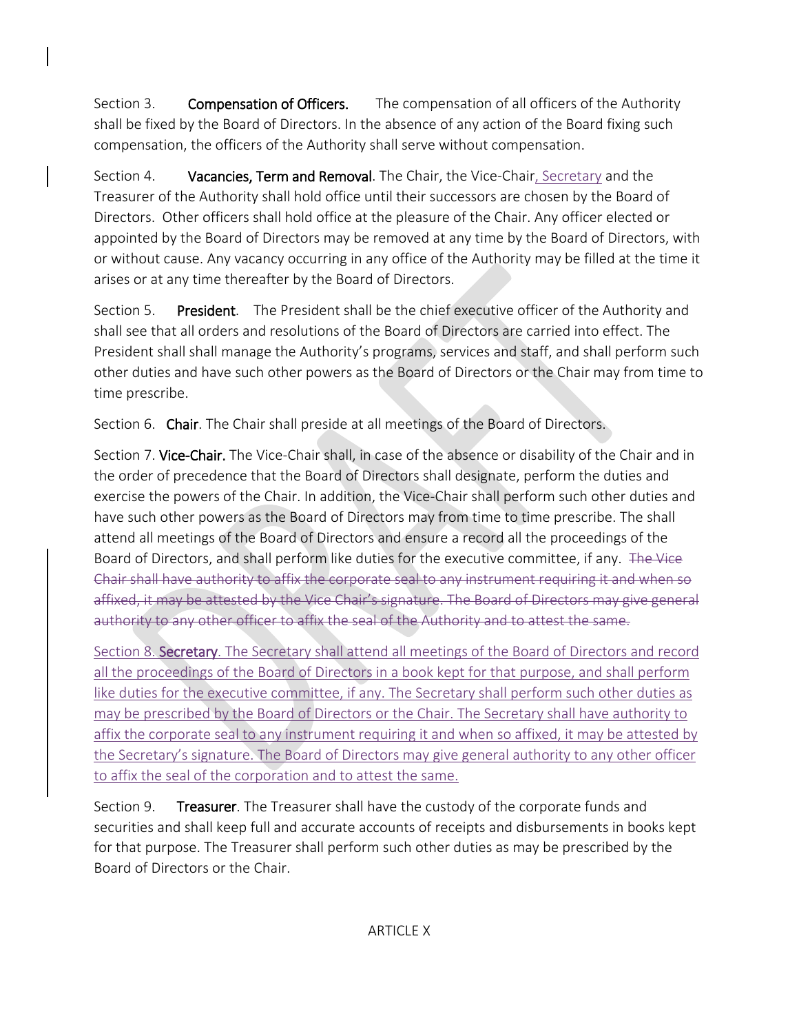Section 3. **Compensation of Officers.** The compensation of all officers of the Authority shall be fixed by the Board of Directors. In the absence of any action of the Board fixing such compensation, the officers of the Authority shall serve without compensation.

Section 4. **Vacancies, Term and Removal**. The Chair, the Vice-Chair<ins>, Secretary</ins> and the Treasurer of the Authority shall hold office until their successors are chosen by the Board of Directors. Other officers shall hold office at the pleasure of the Chair. Any officer elected or appointed by the Board of Directors may be removed at any time by the Board of Directors, with or without cause. Any vacancy occurring in any office of the Authority may be filled at the time it arises or at any time thereafter by the Board of Directors.

Section 5. **President**. The President shall be the chief executive officer of the Authority and shall see that all orders and resolutions of the Board of Directors are carried into effect. The President shall shall manage the Authority's programs, services and staff, and shall perform such other duties and have such other powers as the Board of Directors or the Chair may from time to time prescribe.

Section 6. **Chair**. The Chair shall preside at all meetings of the Board of Directors.

Section 7. **Vice-Chair.** The Vice-Chair shall, in case of the absence or disability of the Chair and in the order of precedence that the Board of Directors shall designate, perform the duties and exercise the powers of the Chair. In addition, the Vice-Chair shall perform such other duties and have such other powers as the Board of Directors may from time to time prescribe. The shall attend all meetings of the Board of Directors and ensure a record all the proceedings of the Board of Directors, and shall perform like duties for the executive committee, if any. ~~The Vice Chair shall have authority to affix the corporate seal to any instrument requiring it and when so affixed, it may be attested by the Vice Chair's signature. The Board of Directors may give general authority to any other officer to affix the seal of the Authority and to attest the same.~~

<ins>Section 8. **Secretary**. The Secretary shall attend all meetings of the Board of Directors and record all the proceedings of the Board of Directors in a book kept for that purpose, and shall perform like duties for the executive committee, if any. The Secretary shall perform such other duties as may be prescribed by the Board of Directors or the Chair. The Secretary shall have authority to affix the corporate seal to any instrument requiring it and when so affixed, it may be attested by the Secretary's signature. The Board of Directors may give general authority to any other officer to affix the seal of the corporation and to attest the same.</ins>

Section 9. **Treasurer**. The Treasurer shall have the custody of the corporate funds and securities and shall keep full and accurate accounts of receipts and disbursements in books kept for that purpose. The Treasurer shall perform such other duties as may be prescribed by the Board of Directors or the Chair.

ARTICLE X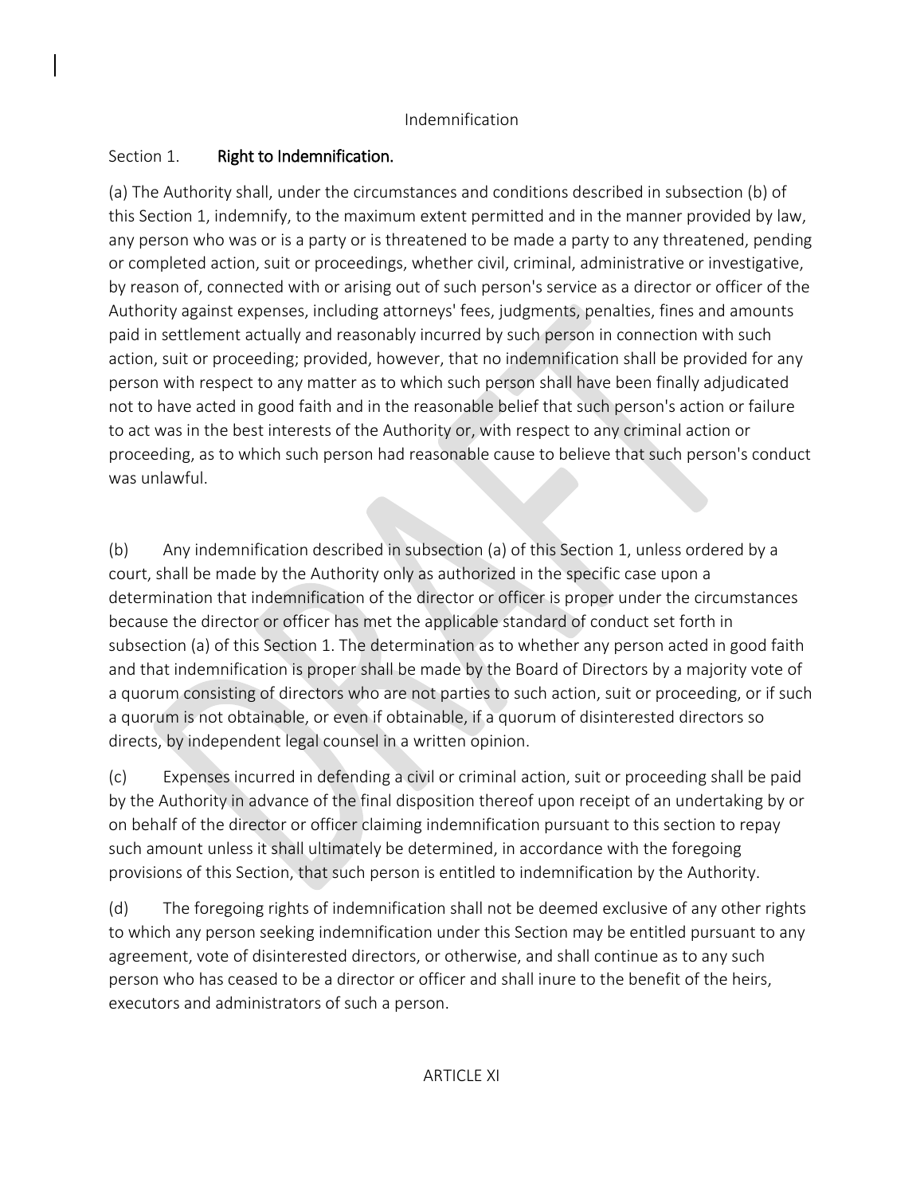Indemnification

Section 1. **Right to Indemnification.**

(a) The Authority shall, under the circumstances and conditions described in subsection (b) of this Section 1, indemnify, to the maximum extent permitted and in the manner provided by law, any person who was or is a party or is threatened to be made a party to any threatened, pending or completed action, suit or proceedings, whether civil, criminal, administrative or investigative, by reason of, connected with or arising out of such person's service as a director or officer of the Authority against expenses, including attorneys' fees, judgments, penalties, fines and amounts paid in settlement actually and reasonably incurred by such person in connection with such action, suit or proceeding; provided, however, that no indemnification shall be provided for any person with respect to any matter as to which such person shall have been finally adjudicated not to have acted in good faith and in the reasonable belief that such person's action or failure to act was in the best interests of the Authority or, with respect to any criminal action or proceeding, as to which such person had reasonable cause to believe that such person's conduct was unlawful.

(b) Any indemnification described in subsection (a) of this Section 1, unless ordered by a court, shall be made by the Authority only as authorized in the specific case upon a determination that indemnification of the director or officer is proper under the circumstances because the director or officer has met the applicable standard of conduct set forth in subsection (a) of this Section 1. The determination as to whether any person acted in good faith and that indemnification is proper shall be made by the Board of Directors by a majority vote of a quorum consisting of directors who are not parties to such action, suit or proceeding, or if such a quorum is not obtainable, or even if obtainable, if a quorum of disinterested directors so directs, by independent legal counsel in a written opinion.

(c) Expenses incurred in defending a civil or criminal action, suit or proceeding shall be paid by the Authority in advance of the final disposition thereof upon receipt of an undertaking by or on behalf of the director or officer claiming indemnification pursuant to this section to repay such amount unless it shall ultimately be determined, in accordance with the foregoing provisions of this Section, that such person is entitled to indemnification by the Authority.

(d) The foregoing rights of indemnification shall not be deemed exclusive of any other rights to which any person seeking indemnification under this Section may be entitled pursuant to any agreement, vote of disinterested directors, or otherwise, and shall continue as to any such person who has ceased to be a director or officer and shall inure to the benefit of the heirs, executors and administrators of such a person.

ARTICLE XI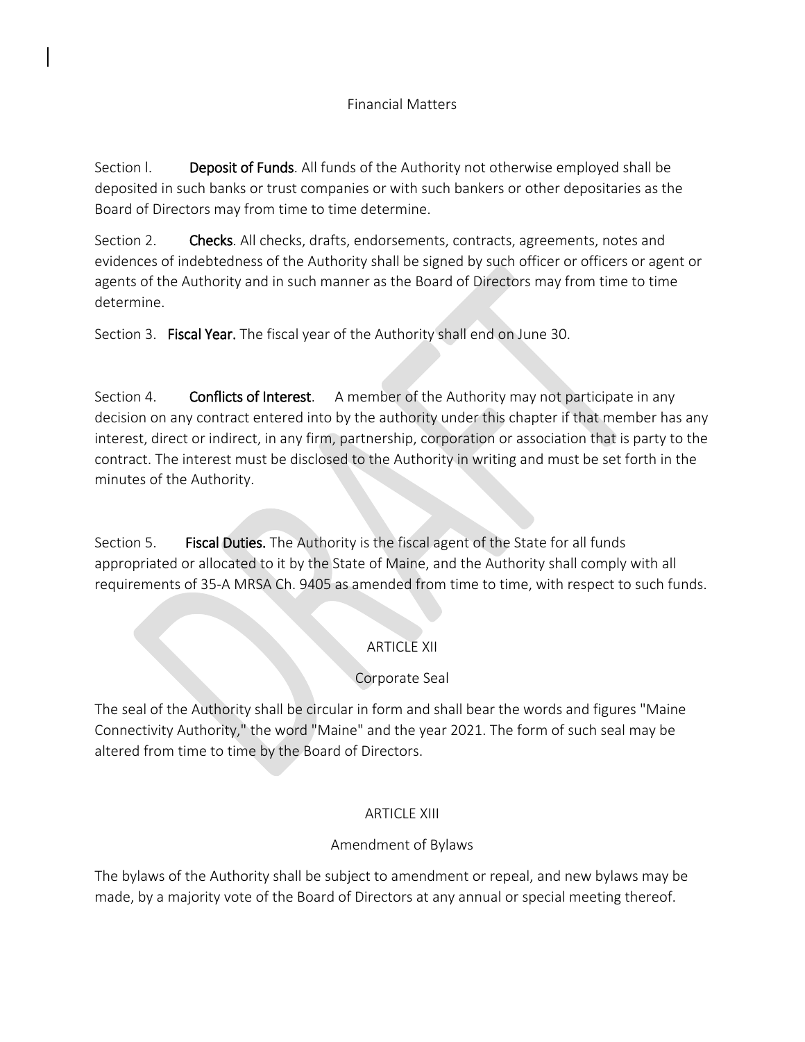## Financial Matters

Section l. **Deposit of Funds**. All funds of the Authority not otherwise employed shall be deposited in such banks or trust companies or with such bankers or other depositaries as the Board of Directors may from time to time determine.

Section 2. **Checks**. All checks, drafts, endorsements, contracts, agreements, notes and evidences of indebtedness of the Authority shall be signed by such officer or officers or agent or agents of the Authority and in such manner as the Board of Directors may from time to time determine.

Section 3. **Fiscal Year.** The fiscal year of the Authority shall end on June 30.

Section 4. **Conflicts of Interest**. A member of the Authority may not participate in any decision on any contract entered into by the authority under this chapter if that member has any interest, direct or indirect, in any firm, partnership, corporation or association that is party to the contract. The interest must be disclosed to the Authority in writing and must be set forth in the minutes of the Authority.

Section 5. **Fiscal Duties.** The Authority is the fiscal agent of the State for all funds appropriated or allocated to it by the State of Maine, and the Authority shall comply with all requirements of 35-A MRSA Ch. 9405 as amended from time to time, with respect to such funds.

## ARTICLE XII

## Corporate Seal

The seal of the Authority shall be circular in form and shall bear the words and figures "Maine Connectivity Authority," the word "Maine" and the year 2021. The form of such seal may be altered from time to time by the Board of Directors.

## ARTICLE XIII

## Amendment of Bylaws

The bylaws of the Authority shall be subject to amendment or repeal, and new bylaws may be made, by a majority vote of the Board of Directors at any annual or special meeting thereof.